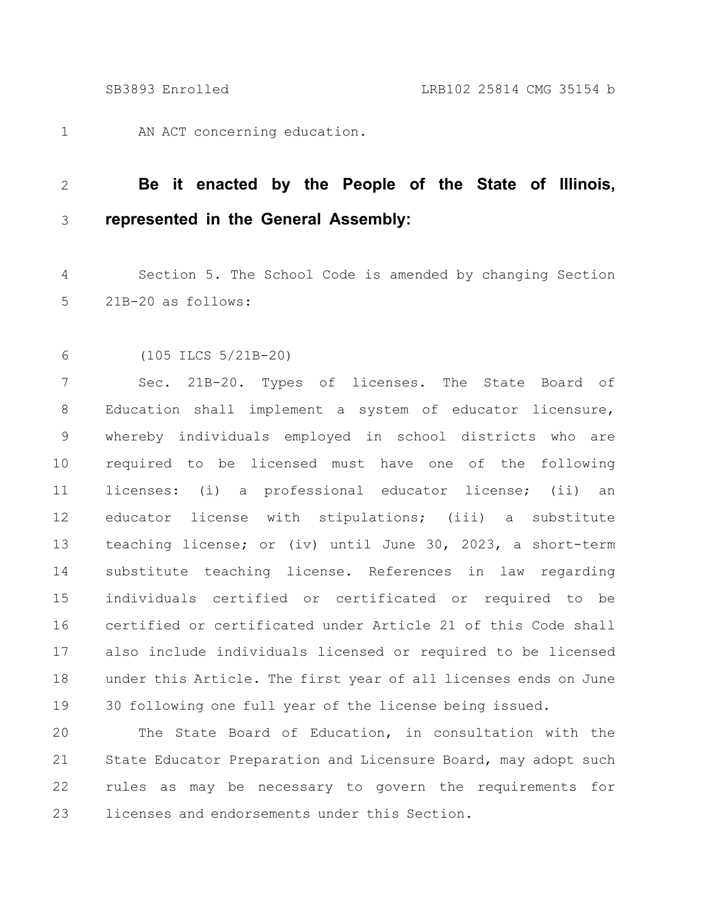AN ACT concerning education.

**Be it enacted by the People of the State of Illinois, represented in the General Assembly:**

Section 5. The School Code is amended by changing Section 21B-20 as follows:

(105 ILCS 5/21B-20)

Sec. 21B-20. Types of licenses. The State Board of Education shall implement a system of educator licensure, whereby individuals employed in school districts who are required to be licensed must have one of the following licenses: (i) a professional educator license; (ii) an educator license with stipulations; (iii) a substitute teaching license; or (iv) until June 30, 2023, a short-term substitute teaching license. References in law regarding individuals certified or certificated or required to be certified or certificated under Article 21 of this Code shall also include individuals licensed or required to be licensed under this Article. The first year of all licenses ends on June 30 following one full year of the license being issued.

The State Board of Education, in consultation with the State Educator Preparation and Licensure Board, may adopt such rules as may be necessary to govern the requirements for licenses and endorsements under this Section.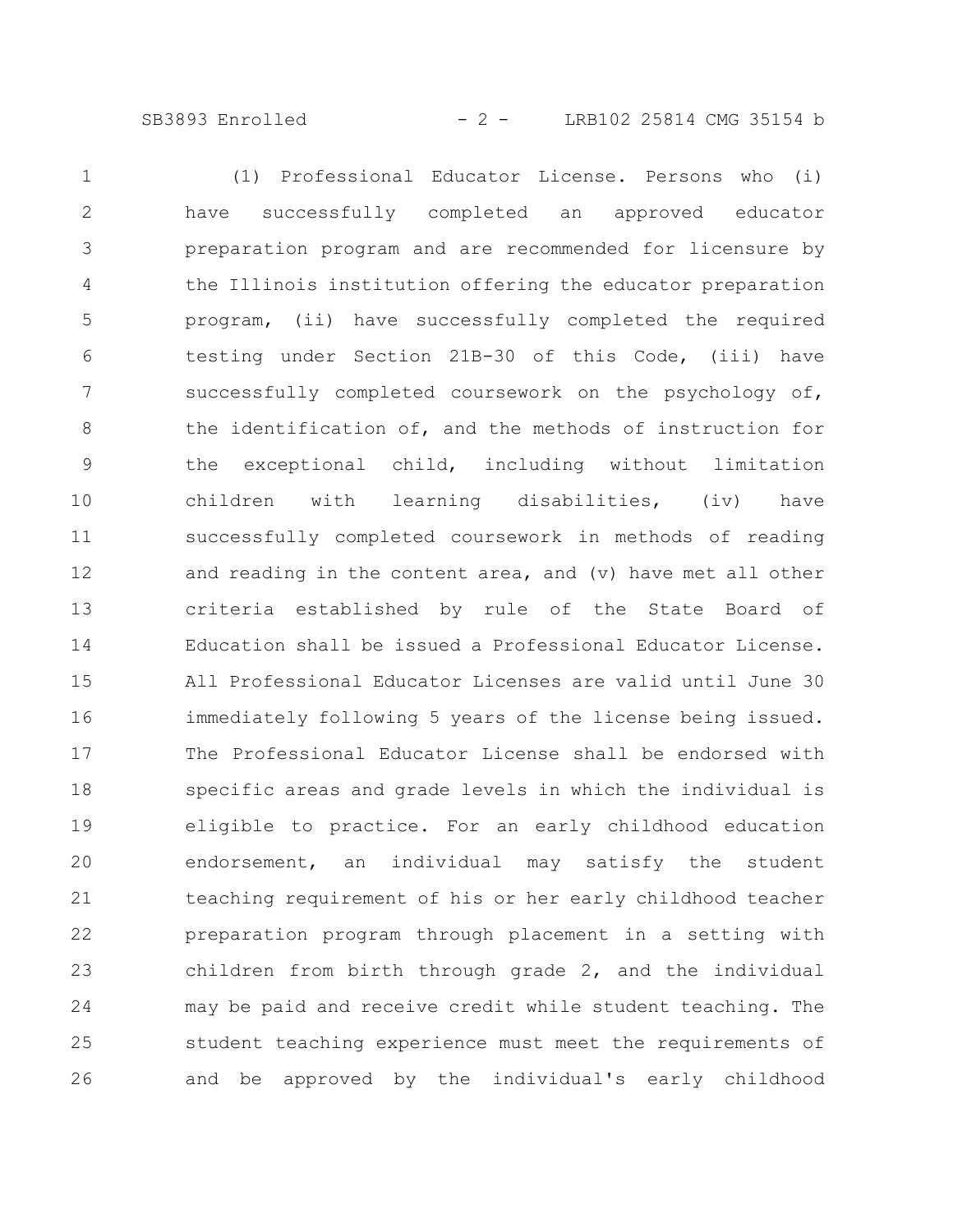(1) Professional Educator License. Persons who (i) have successfully completed an approved educator preparation program and are recommended for licensure by the Illinois institution offering the educator preparation program, (ii) have successfully completed the required testing under Section 21B-30 of this Code, (iii) have successfully completed coursework on the psychology of, the identification of, and the methods of instruction for the exceptional child, including without limitation children with learning disabilities, (iv) have successfully completed coursework in methods of reading and reading in the content area, and (v) have met all other criteria established by rule of the State Board of Education shall be issued a Professional Educator License. All Professional Educator Licenses are valid until June 30 immediately following 5 years of the license being issued. The Professional Educator License shall be endorsed with specific areas and grade levels in which the individual is eligible to practice. For an early childhood education endorsement, an individual may satisfy the student teaching requirement of his or her early childhood teacher preparation program through placement in a setting with children from birth through grade 2, and the individual may be paid and receive credit while student teaching. The student teaching experience must meet the requirements of and be approved by the individual's early childhood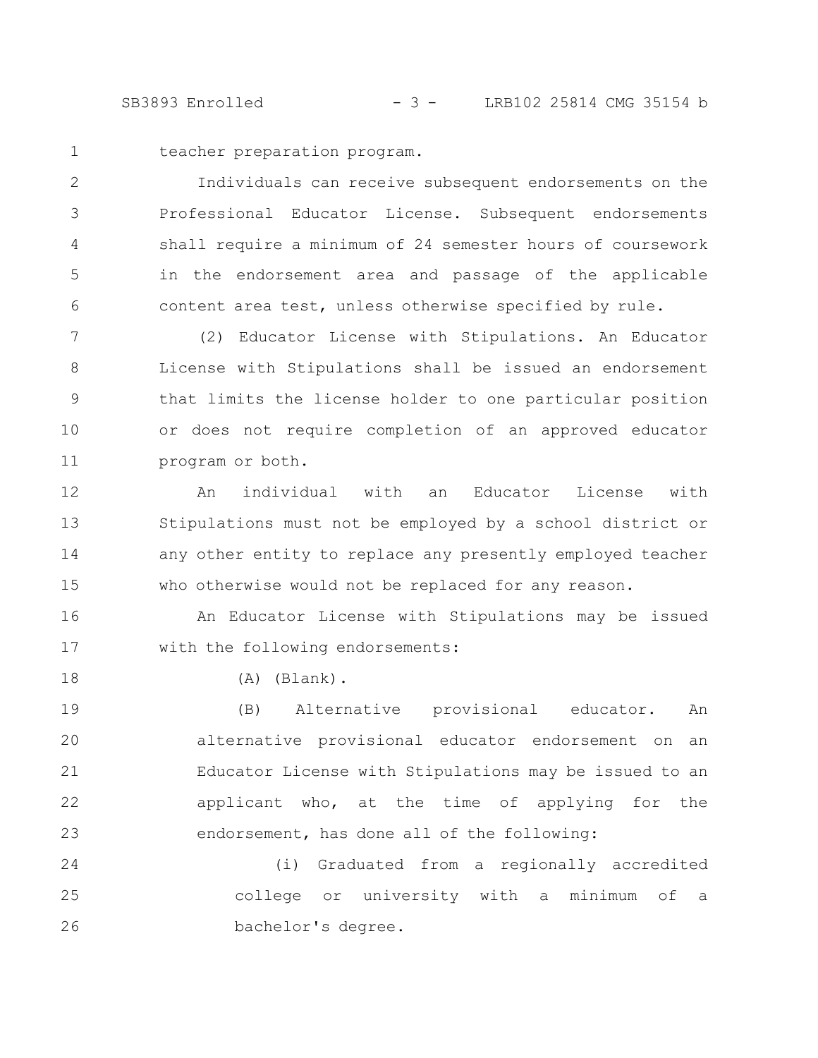teacher preparation program.

Individuals can receive subsequent endorsements on the Professional Educator License. Subsequent endorsements shall require a minimum of 24 semester hours of coursework in the endorsement area and passage of the applicable content area test, unless otherwise specified by rule.

(2) Educator License with Stipulations. An Educator License with Stipulations shall be issued an endorsement that limits the license holder to one particular position or does not require completion of an approved educator program or both.

An individual with an Educator License with Stipulations must not be employed by a school district or any other entity to replace any presently employed teacher who otherwise would not be replaced for any reason.

An Educator License with Stipulations may be issued with the following endorsements:

(A) (Blank).

(B) Alternative provisional educator. An alternative provisional educator endorsement on an Educator License with Stipulations may be issued to an applicant who, at the time of applying for the endorsement, has done all of the following:

(i) Graduated from a regionally accredited college or university with a minimum of a bachelor's degree.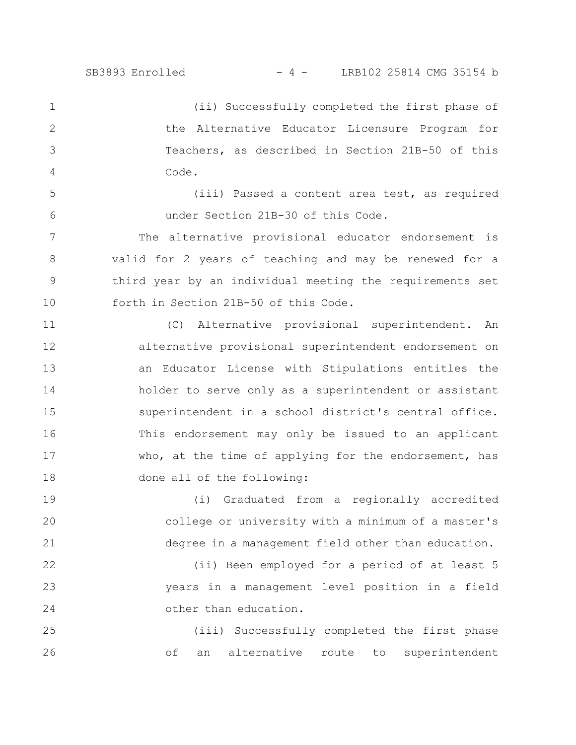(ii) Successfully completed the first phase of the Alternative Educator Licensure Program for Teachers, as described in Section 21B-50 of this Code.

(iii) Passed a content area test, as required under Section 21B-30 of this Code.

The alternative provisional educator endorsement is valid for 2 years of teaching and may be renewed for a third year by an individual meeting the requirements set forth in Section 21B-50 of this Code.

(C) Alternative provisional superintendent. An alternative provisional superintendent endorsement on an Educator License with Stipulations entitles the holder to serve only as a superintendent or assistant superintendent in a school district's central office. This endorsement may only be issued to an applicant who, at the time of applying for the endorsement, has done all of the following:

(i) Graduated from a regionally accredited college or university with a minimum of a master's degree in a management field other than education.

(ii) Been employed for a period of at least 5 years in a management level position in a field other than education.

(iii) Successfully completed the first phase of an alternative route to superintendent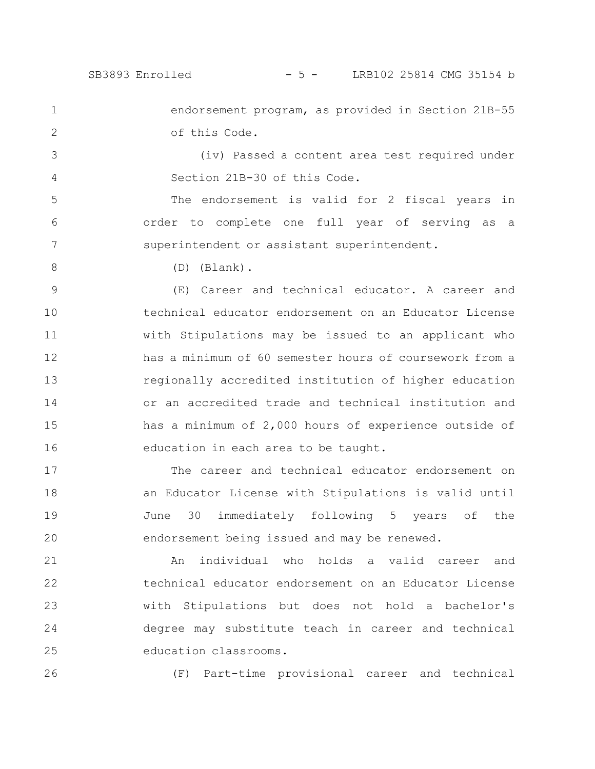endorsement program, as provided in Section 21B-55 of this Code.

(iv) Passed a content area test required under Section 21B-30 of this Code.

The endorsement is valid for 2 fiscal years in order to complete one full year of serving as a superintendent or assistant superintendent.

(D) (Blank).

(E) Career and technical educator. A career and technical educator endorsement on an Educator License with Stipulations may be issued to an applicant who has a minimum of 60 semester hours of coursework from a regionally accredited institution of higher education or an accredited trade and technical institution and has a minimum of 2,000 hours of experience outside of education in each area to be taught.

The career and technical educator endorsement on an Educator License with Stipulations is valid until June 30 immediately following 5 years of the endorsement being issued and may be renewed.

An individual who holds a valid career and technical educator endorsement on an Educator License with Stipulations but does not hold a bachelor's degree may substitute teach in career and technical education classrooms.

(F) Part-time provisional career and technical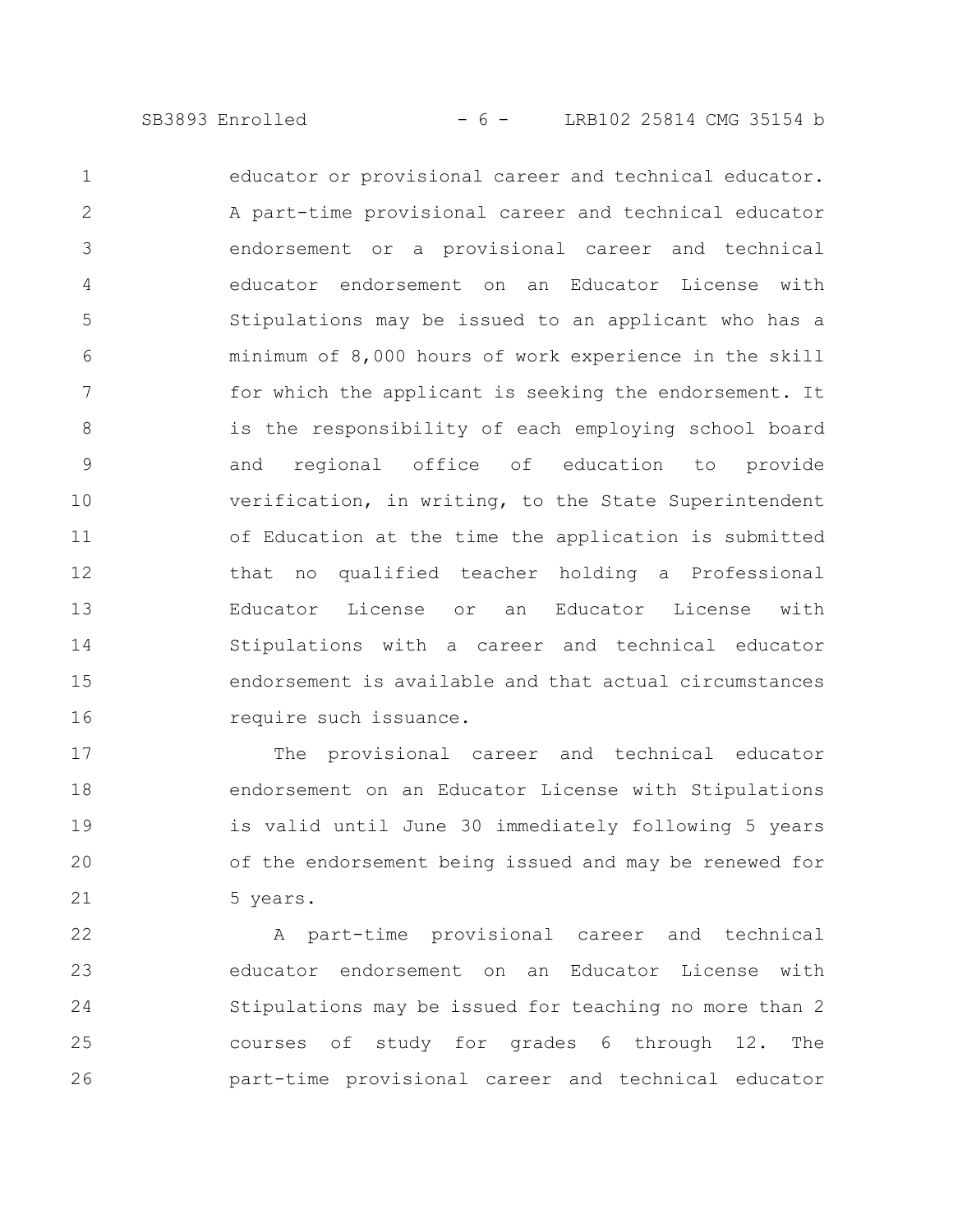educator or provisional career and technical educator. A part-time provisional career and technical educator endorsement or a provisional career and technical educator endorsement on an Educator License with Stipulations may be issued to an applicant who has a minimum of 8,000 hours of work experience in the skill for which the applicant is seeking the endorsement. It is the responsibility of each employing school board and regional office of education to provide verification, in writing, to the State Superintendent of Education at the time the application is submitted that no qualified teacher holding a Professional Educator License or an Educator License with Stipulations with a career and technical educator endorsement is available and that actual circumstances require such issuance.

The provisional career and technical educator endorsement on an Educator License with Stipulations is valid until June 30 immediately following 5 years of the endorsement being issued and may be renewed for 5 years.

A part-time provisional career and technical educator endorsement on an Educator License with Stipulations may be issued for teaching no more than 2 courses of study for grades 6 through 12. The part-time provisional career and technical educator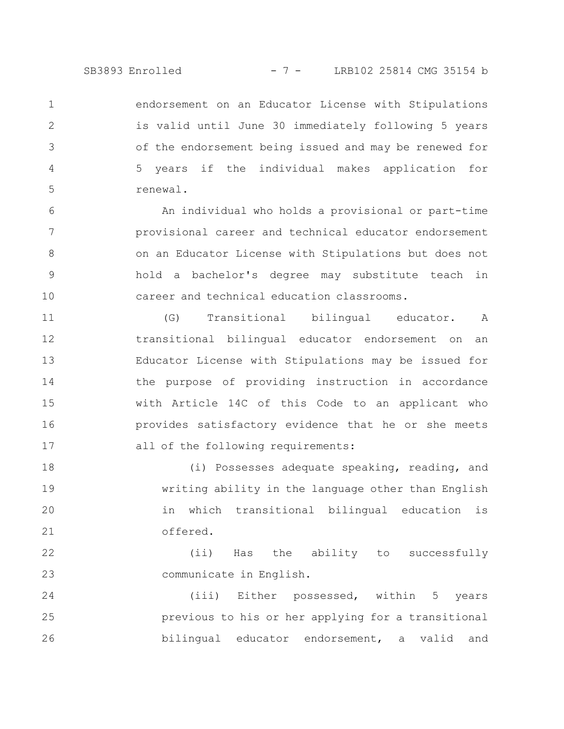endorsement on an Educator License with Stipulations is valid until June 30 immediately following 5 years of the endorsement being issued and may be renewed for 5 years if the individual makes application for renewal.

An individual who holds a provisional or part-time provisional career and technical educator endorsement on an Educator License with Stipulations but does not hold a bachelor's degree may substitute teach in career and technical education classrooms.

(G) Transitional bilingual educator. A transitional bilingual educator endorsement on an Educator License with Stipulations may be issued for the purpose of providing instruction in accordance with Article 14C of this Code to an applicant who provides satisfactory evidence that he or she meets all of the following requirements:

(i) Possesses adequate speaking, reading, and writing ability in the language other than English in which transitional bilingual education is offered.

(ii) Has the ability to successfully communicate in English.

(iii) Either possessed, within 5 years previous to his or her applying for a transitional bilingual educator endorsement, a valid and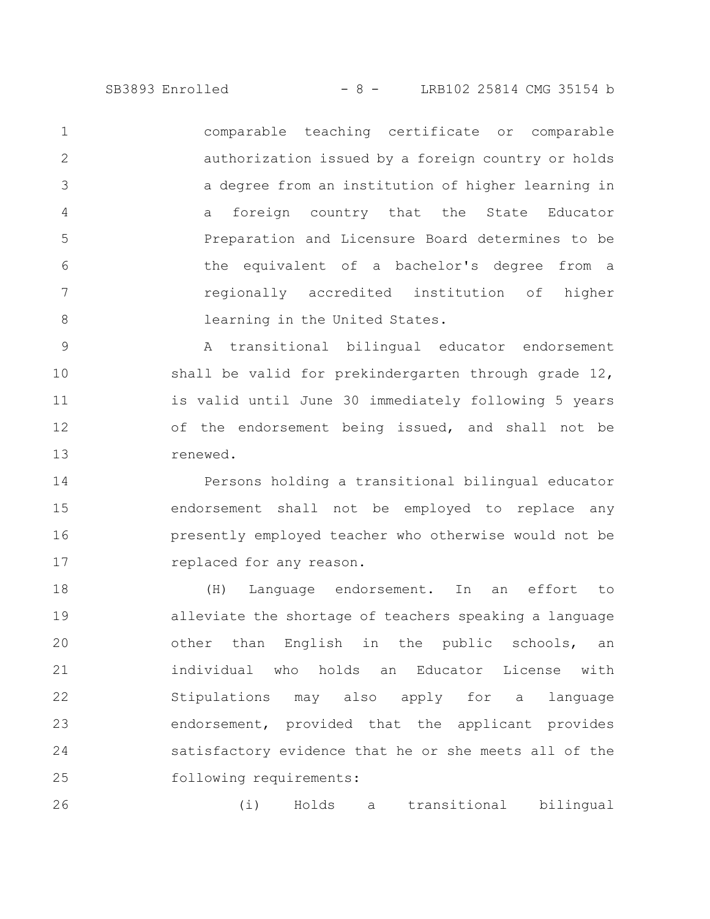comparable teaching certificate or comparable authorization issued by a foreign country or holds a degree from an institution of higher learning in a foreign country that the State Educator Preparation and Licensure Board determines to be the equivalent of a bachelor's degree from a regionally accredited institution of higher learning in the United States.

A transitional bilingual educator endorsement shall be valid for prekindergarten through grade 12, is valid until June 30 immediately following 5 years of the endorsement being issued, and shall not be renewed.

Persons holding a transitional bilingual educator endorsement shall not be employed to replace any presently employed teacher who otherwise would not be replaced for any reason.

(H) Language endorsement. In an effort to alleviate the shortage of teachers speaking a language other than English in the public schools, an individual who holds an Educator License with Stipulations may also apply for a language endorsement, provided that the applicant provides satisfactory evidence that he or she meets all of the following requirements:

(i) Holds a transitional bilingual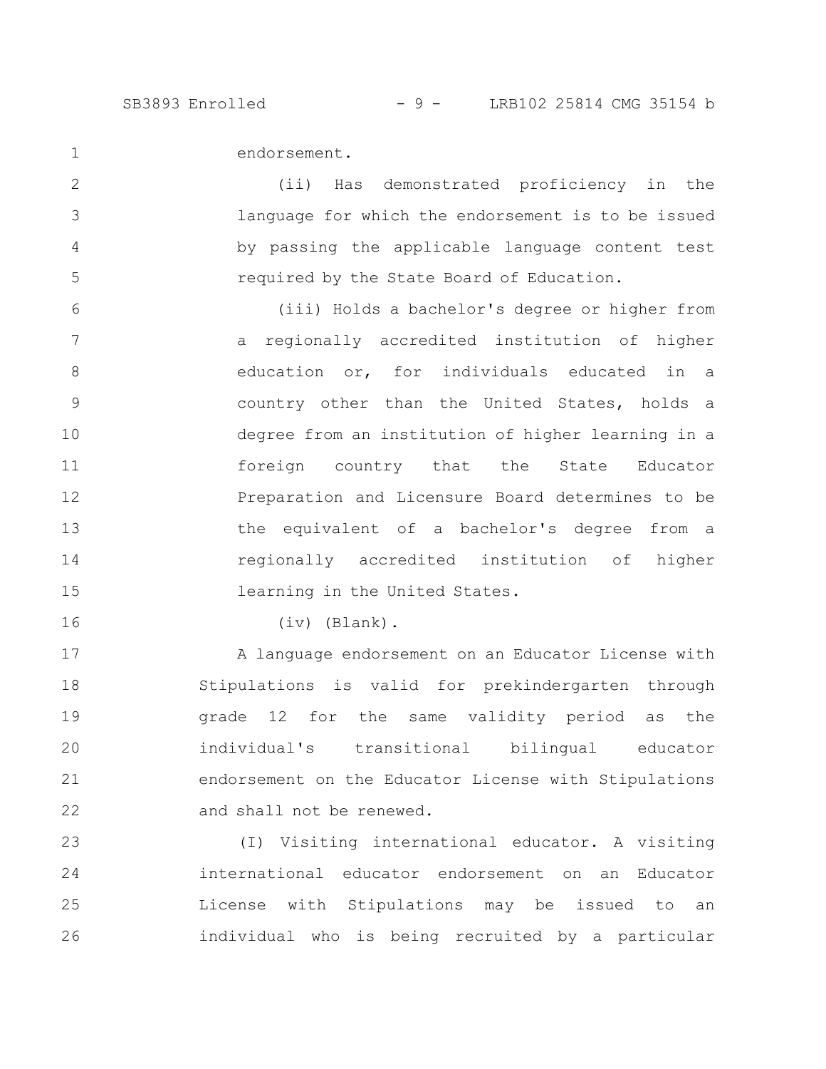endorsement.

(ii) Has demonstrated proficiency in the language for which the endorsement is to be issued by passing the applicable language content test required by the State Board of Education.

(iii) Holds a bachelor's degree or higher from a regionally accredited institution of higher education or, for individuals educated in a country other than the United States, holds a degree from an institution of higher learning in a foreign country that the State Educator Preparation and Licensure Board determines to be the equivalent of a bachelor's degree from a regionally accredited institution of higher learning in the United States.

(iv) (Blank).

A language endorsement on an Educator License with Stipulations is valid for prekindergarten through grade 12 for the same validity period as the individual's transitional bilingual educator endorsement on the Educator License with Stipulations and shall not be renewed.

(I) Visiting international educator. A visiting international educator endorsement on an Educator License with Stipulations may be issued to an individual who is being recruited by a particular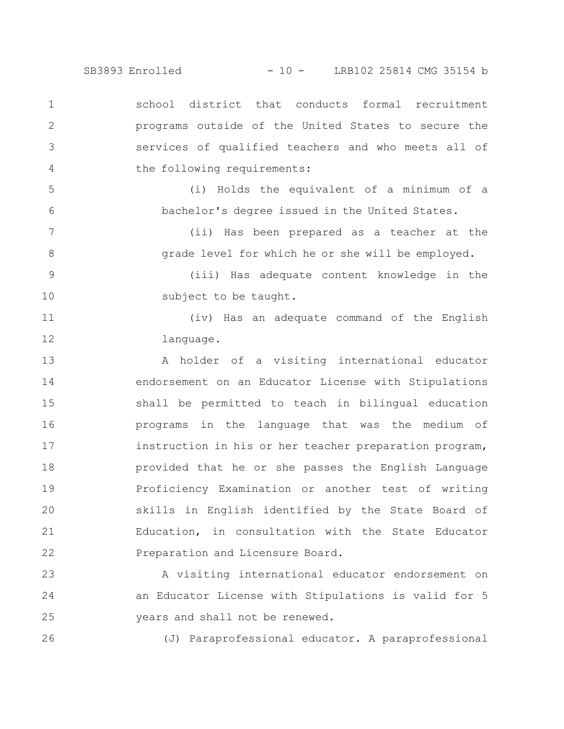school district that conducts formal recruitment programs outside of the United States to secure the services of qualified teachers and who meets all of the following requirements:

(i) Holds the equivalent of a minimum of a bachelor's degree issued in the United States.

(ii) Has been prepared as a teacher at the grade level for which he or she will be employed.

(iii) Has adequate content knowledge in the subject to be taught.

(iv) Has an adequate command of the English language.

A holder of a visiting international educator endorsement on an Educator License with Stipulations shall be permitted to teach in bilingual education programs in the language that was the medium of instruction in his or her teacher preparation program, provided that he or she passes the English Language Proficiency Examination or another test of writing skills in English identified by the State Board of Education, in consultation with the State Educator Preparation and Licensure Board.

A visiting international educator endorsement on an Educator License with Stipulations is valid for 5 years and shall not be renewed.

(J) Paraprofessional educator. A paraprofessional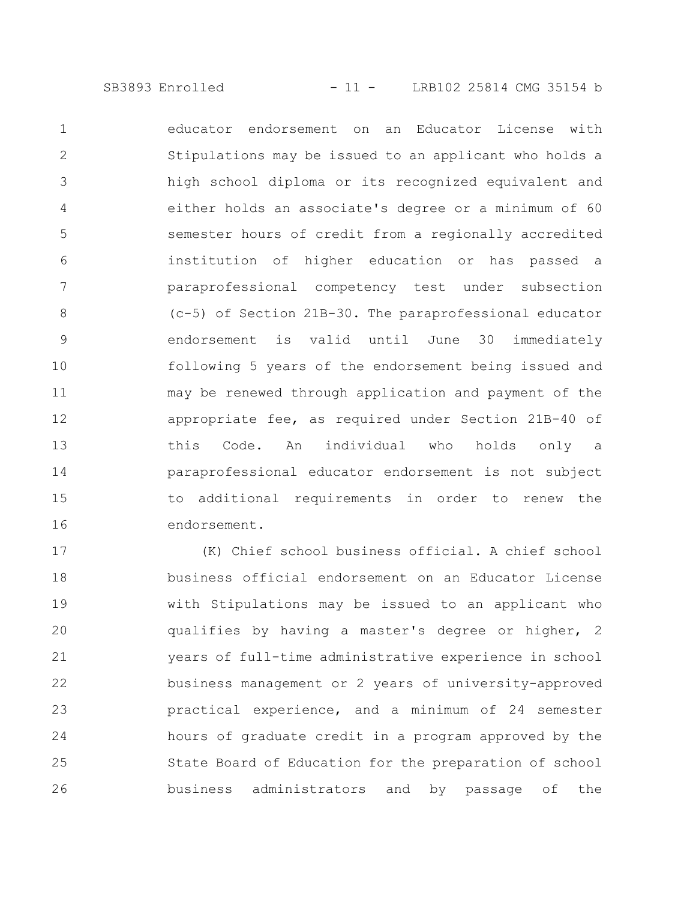educator endorsement on an Educator License with Stipulations may be issued to an applicant who holds a high school diploma or its recognized equivalent and either holds an associate's degree or a minimum of 60 semester hours of credit from a regionally accredited institution of higher education or has passed a paraprofessional competency test under subsection (c-5) of Section 21B-30. The paraprofessional educator endorsement is valid until June 30 immediately following 5 years of the endorsement being issued and may be renewed through application and payment of the appropriate fee, as required under Section 21B-40 of this Code. An individual who holds only a paraprofessional educator endorsement is not subject to additional requirements in order to renew the endorsement.

(K) Chief school business official. A chief school business official endorsement on an Educator License with Stipulations may be issued to an applicant who qualifies by having a master's degree or higher, 2 years of full-time administrative experience in school business management or 2 years of university-approved practical experience, and a minimum of 24 semester hours of graduate credit in a program approved by the State Board of Education for the preparation of school business administrators and by passage of the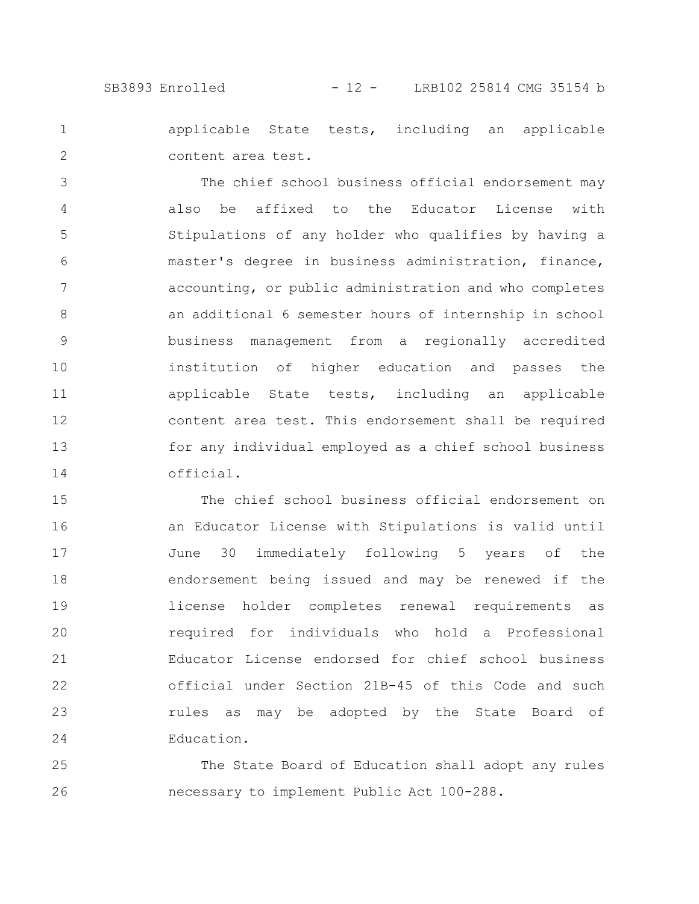applicable State tests, including an applicable content area test.

The chief school business official endorsement may also be affixed to the Educator License with Stipulations of any holder who qualifies by having a master's degree in business administration, finance, accounting, or public administration and who completes an additional 6 semester hours of internship in school business management from a regionally accredited institution of higher education and passes the applicable State tests, including an applicable content area test. This endorsement shall be required for any individual employed as a chief school business official.

The chief school business official endorsement on an Educator License with Stipulations is valid until June 30 immediately following 5 years of the endorsement being issued and may be renewed if the license holder completes renewal requirements as required for individuals who hold a Professional Educator License endorsed for chief school business official under Section 21B-45 of this Code and such rules as may be adopted by the State Board of Education.

The State Board of Education shall adopt any rules necessary to implement Public Act 100-288.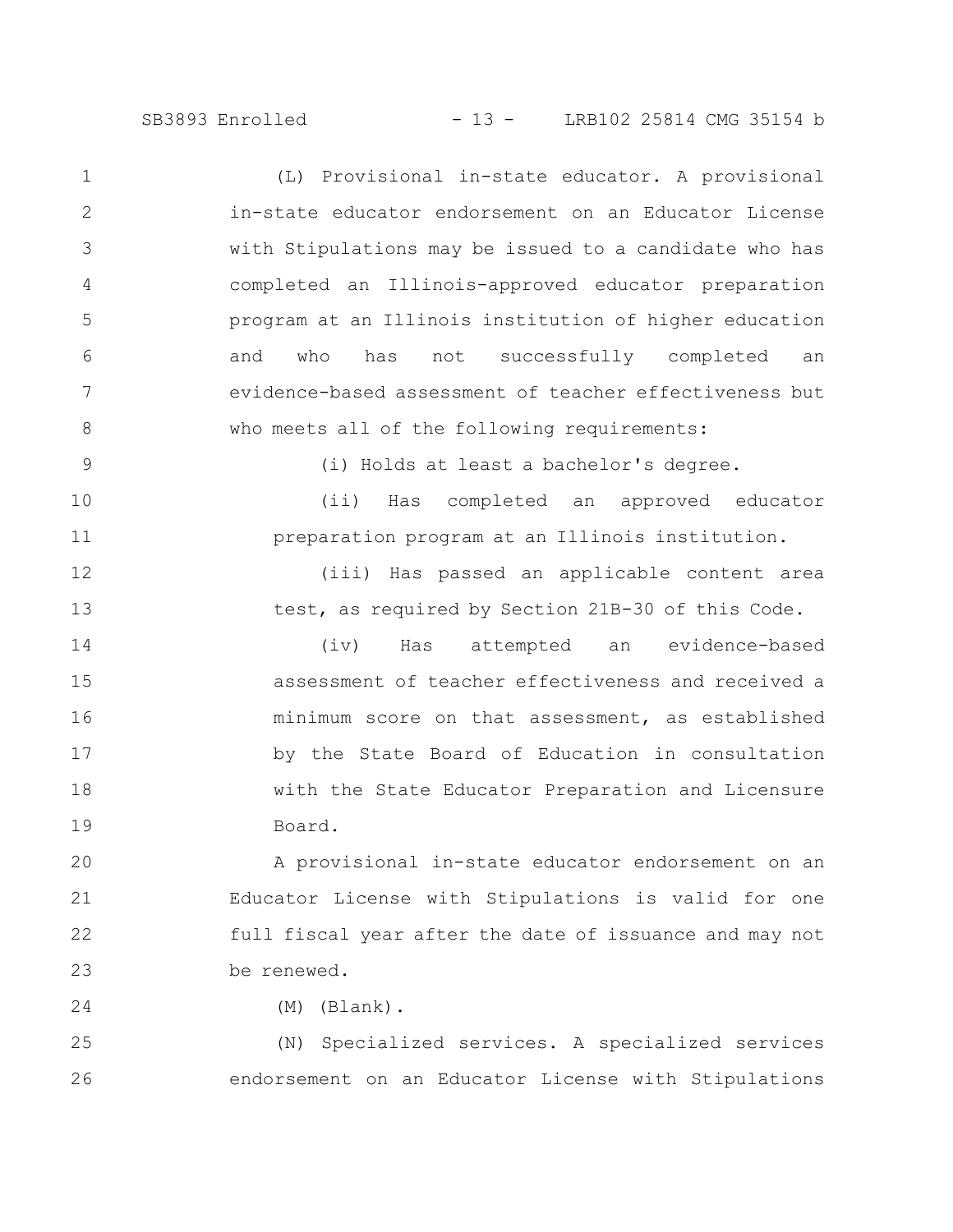(L) Provisional in-state educator. A provisional in-state educator endorsement on an Educator License with Stipulations may be issued to a candidate who has completed an Illinois-approved educator preparation program at an Illinois institution of higher education and who has not successfully completed an evidence-based assessment of teacher effectiveness but who meets all of the following requirements:

(i) Holds at least a bachelor's degree.

(ii) Has completed an approved educator preparation program at an Illinois institution.

(iii) Has passed an applicable content area test, as required by Section 21B-30 of this Code.

(iv) Has attempted an evidence-based assessment of teacher effectiveness and received a minimum score on that assessment, as established by the State Board of Education in consultation with the State Educator Preparation and Licensure Board.

A provisional in-state educator endorsement on an Educator License with Stipulations is valid for one full fiscal year after the date of issuance and may not be renewed.

(M) (Blank).

(N) Specialized services. A specialized services endorsement on an Educator License with Stipulations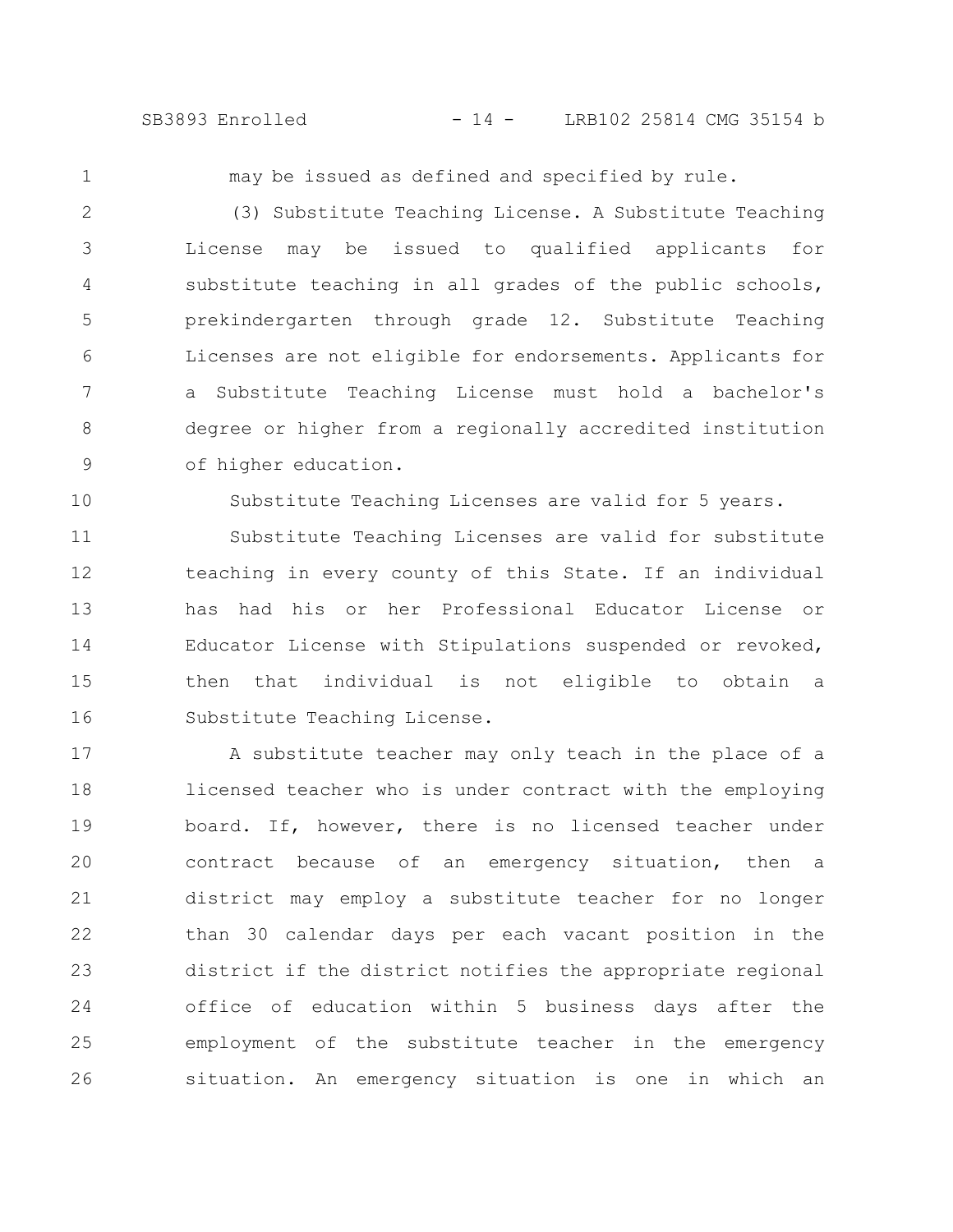may be issued as defined and specified by rule.

(3) Substitute Teaching License. A Substitute Teaching License may be issued to qualified applicants for substitute teaching in all grades of the public schools, prekindergarten through grade 12. Substitute Teaching Licenses are not eligible for endorsements. Applicants for a Substitute Teaching License must hold a bachelor's degree or higher from a regionally accredited institution of higher education.

Substitute Teaching Licenses are valid for 5 years.

Substitute Teaching Licenses are valid for substitute teaching in every county of this State. If an individual has had his or her Professional Educator License or Educator License with Stipulations suspended or revoked, then that individual is not eligible to obtain a Substitute Teaching License.

A substitute teacher may only teach in the place of a licensed teacher who is under contract with the employing board. If, however, there is no licensed teacher under contract because of an emergency situation, then a district may employ a substitute teacher for no longer than 30 calendar days per each vacant position in the district if the district notifies the appropriate regional office of education within 5 business days after the employment of the substitute teacher in the emergency situation. An emergency situation is one in which an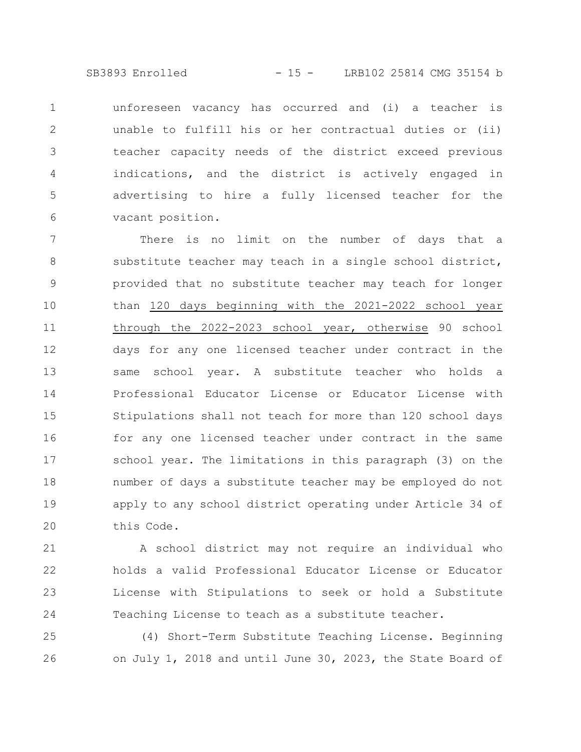unforeseen vacancy has occurred and (i) a teacher is unable to fulfill his or her contractual duties or (ii) teacher capacity needs of the district exceed previous indications, and the district is actively engaged in advertising to hire a fully licensed teacher for the vacant position.

There is no limit on the number of days that a substitute teacher may teach in a single school district, provided that no substitute teacher may teach for longer than <u>120 days beginning with the 2021-2022 school year through the 2022-2023 school year, otherwise</u> 90 school days for any one licensed teacher under contract in the same school year. A substitute teacher who holds a Professional Educator License or Educator License with Stipulations shall not teach for more than 120 school days for any one licensed teacher under contract in the same school year. The limitations in this paragraph (3) on the number of days a substitute teacher may be employed do not apply to any school district operating under Article 34 of this Code.

A school district may not require an individual who holds a valid Professional Educator License or Educator License with Stipulations to seek or hold a Substitute Teaching License to teach as a substitute teacher.

(4) Short-Term Substitute Teaching License. Beginning on July 1, 2018 and until June 30, 2023, the State Board of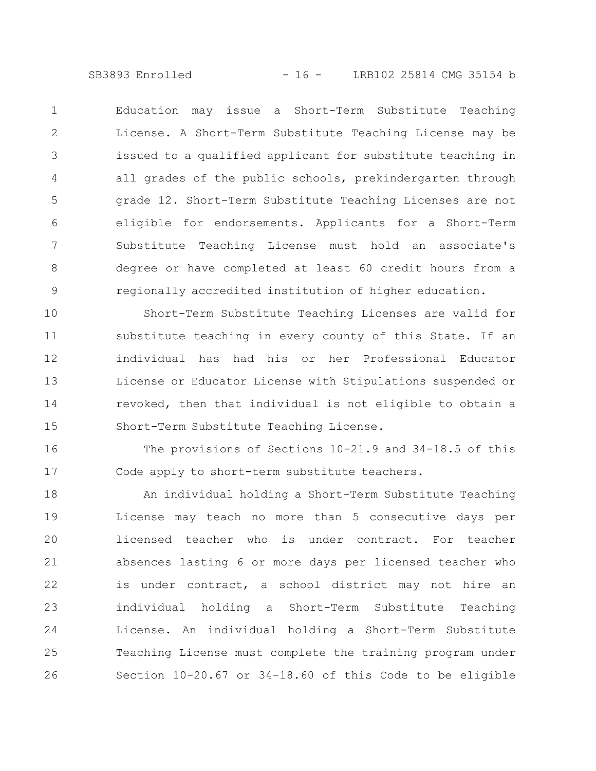Education may issue a Short-Term Substitute Teaching License. A Short-Term Substitute Teaching License may be issued to a qualified applicant for substitute teaching in all grades of the public schools, prekindergarten through grade 12. Short-Term Substitute Teaching Licenses are not eligible for endorsements. Applicants for a Short-Term Substitute Teaching License must hold an associate's degree or have completed at least 60 credit hours from a regionally accredited institution of higher education.

Short-Term Substitute Teaching Licenses are valid for substitute teaching in every county of this State. If an individual has had his or her Professional Educator License or Educator License with Stipulations suspended or revoked, then that individual is not eligible to obtain a Short-Term Substitute Teaching License.

The provisions of Sections 10-21.9 and 34-18.5 of this Code apply to short-term substitute teachers.

An individual holding a Short-Term Substitute Teaching License may teach no more than 5 consecutive days per licensed teacher who is under contract. For teacher absences lasting 6 or more days per licensed teacher who is under contract, a school district may not hire an individual holding a Short-Term Substitute Teaching License. An individual holding a Short-Term Substitute Teaching License must complete the training program under Section 10-20.67 or 34-18.60 of this Code to be eligible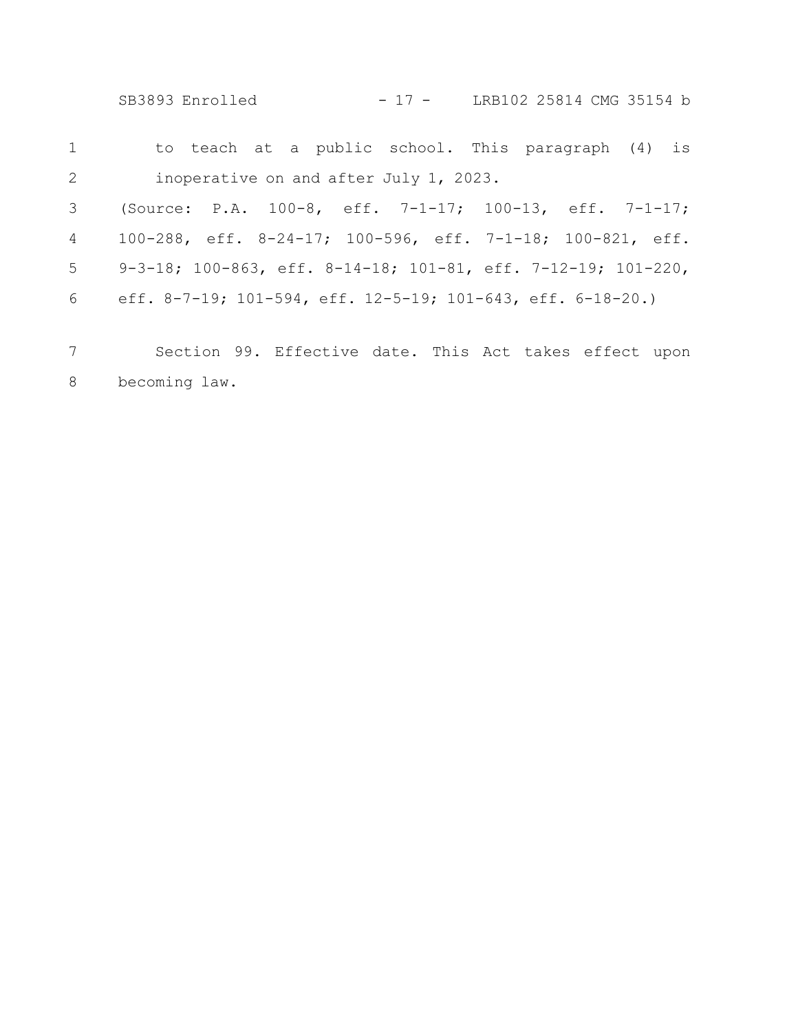to teach at a public school. This paragraph (4) is inoperative on and after July 1, 2023.

(Source: P.A. 100-8, eff. 7-1-17; 100-13, eff. 7-1-17; 100-288, eff. 8-24-17; 100-596, eff. 7-1-18; 100-821, eff. 9-3-18; 100-863, eff. 8-14-18; 101-81, eff. 7-12-19; 101-220, eff. 8-7-19; 101-594, eff. 12-5-19; 101-643, eff. 6-18-20.)

Section 99. Effective date. This Act takes effect upon becoming law.